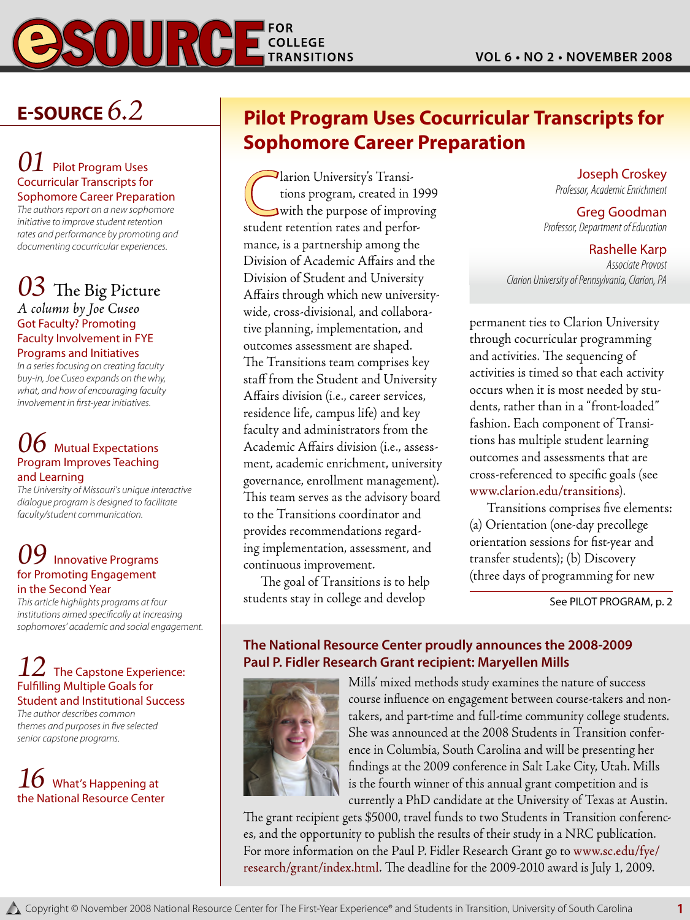# eSOURCE FOR COLLEGE TRANSITIONS

VOL 6 • NO 2 • NOVEMBER 2008

## E-SOURCE 6.2

**01** Pilot Program Uses Cocurricular Transcripts for Sophomore Career Preparation

*The authors report on a new sophomore initiative to improve student retention rates and performance by promoting and documenting cocurricular experiences.*

**03** The Big Picture

*A column by Joe Cuseo*

Got Faculty? Promoting Faculty Involvement in FYE Programs and Initiatives

*In a series focusing on creating faculty buy-in, Joe Cuseo expands on the why, what, and how of encouraging faculty involvement in first-year initiatives.*

**06** Mutual Expectations Program Improves Teaching and Learning

*The University of Missouri's unique interactive dialogue program is designed to facilitate faculty/student communication.*

**09** Innovative Programs for Promoting Engagement in the Second Year

*This article highlights programs at four institutions aimed specifically at increasing sophomores' academic and social engagement.*

**12** The Capstone Experience: Fulfilling Multiple Goals for Student and Institutional Success

*The author describes common themes and purposes in five selected senior capstone programs.*

**16** What's Happening at the National Resource Center

# Pilot Program Uses Cocurricular Transcripts for Sophomore Career Preparation

Joseph Croskey
*Professor, Academic Enrichment*

Greg Goodman
*Professor, Department of Education*

Rashelle Karp
*Associate Provost*
*Clarion University of Pennsylvania, Clarion, PA*

Clarion University's Transitions program, created in 1999 with the purpose of improving student retention rates and performance, is a partnership among the Division of Academic Affairs and the Division of Student and University Affairs through which new university-wide, cross-divisional, and collaborative planning, implementation, and outcomes assessment are shaped. The Transitions team comprises key staff from the Student and University Affairs division (i.e., career services, residence life, campus life) and key faculty and administrators from the Academic Affairs division (i.e., assessment, academic enrichment, university governance, enrollment management). This team serves as the advisory board to the Transitions coordinator and provides recommendations regarding implementation, assessment, and continuous improvement.

The goal of Transitions is to help students stay in college and develop permanent ties to Clarion University through cocurricular programming and activities. The sequencing of activities is timed so that each activity occurs when it is most needed by students, rather than in a "front-loaded" fashion. Each component of Transitions has multiple student learning outcomes and assessments that are cross-referenced to specific goals (see www.clarion.edu/transitions).

Transitions comprises five elements: (a) Orientation (one-day precollege orientation sessions for fist-year and transfer students); (b) Discovery (three days of programming for new

See PILOT PROGRAM, p. 2

**The National Resource Center proudly announces the 2008-2009 Paul P. Fidler Research Grant recipient: Maryellen Mills**

Mills' mixed methods study examines the nature of success course influence on engagement between course-takers and non-takers, and part-time and full-time community college students. She was announced at the 2008 Students in Transition conference in Columbia, South Carolina and will be presenting her findings at the 2009 conference in Salt Lake City, Utah. Mills is the fourth winner of this annual grant competition and is currently a PhD candidate at the University of Texas at Austin. The grant recipient gets $5000, travel funds to two Students in Transition conferences, and the opportunity to publish the results of their study in a NRC publication. For more information on the Paul P. Fidler Research Grant go to www.sc.edu/fye/research/grant/index.html. The deadline for the 2009-2010 award is July 1, 2009.

Copyright © November 2008 National Resource Center for The First-Year Experience® and Students in Transition, University of South Carolina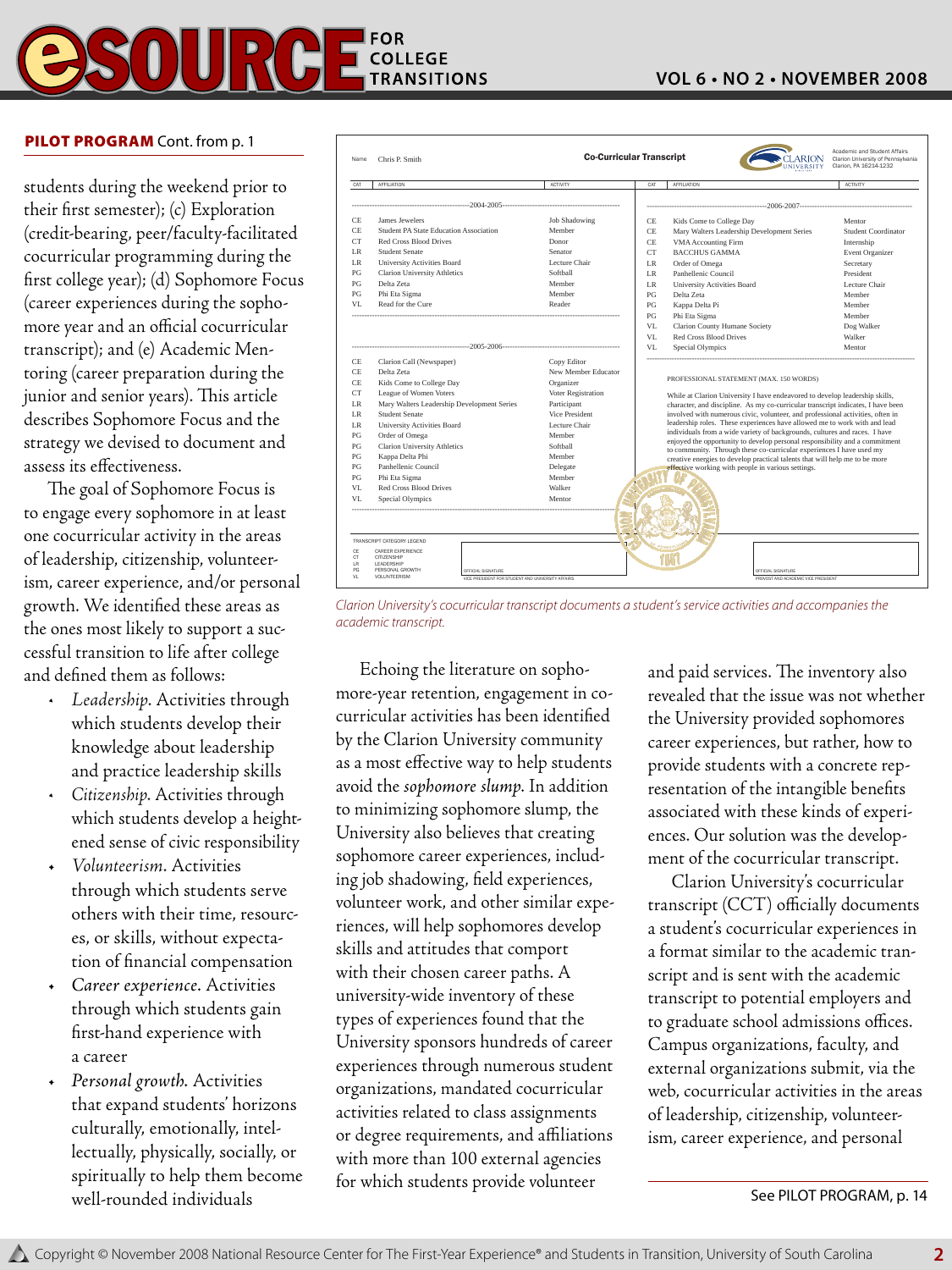**PILOT PROGRAM** Cont. from p. 1

students during the weekend prior to their first semester); (c) Exploration (credit-bearing, peer/faculty-facilitated cocurricular programming during the first college year); (d) Sophomore Focus (career experiences during the sophomore year and an official cocurricular transcript); and (e) Academic Mentoring (career preparation during the junior and senior years). This article describes Sophomore Focus and the strategy we devised to document and assess its effectiveness.

The goal of Sophomore Focus is to engage every sophomore in at least one cocurricular activity in the areas of leadership, citizenship, volunteerism, career experience, and/or personal growth. We identified these areas as the ones most likely to support a successful transition to life after college and defined them as follows:

- *Leadership*. Activities through which students develop their knowledge about leadership and practice leadership skills
- *Citizenship*. Activities through which students develop a heightened sense of civic responsibility
- *Volunteerism*. Activities through which students serve others with their time, resources, or skills, without expectation of financial compensation
- *Career experience*. Activities through which students gain first-hand experience with a career
- *Personal growth*. Activities that expand students' horizons culturally, emotionally, intellectually, physically, socially, or spiritually to help them become well-rounded individuals

**Co-Curricular Transcript**

Name: Chris P. Smith

Academic and Student Affairs, Clarion University of Pennsylvania, Clarion, PA 16214-1232

| CAT | AFFILIATION | ACTIVITY |
|---|---|---|
| | **2004-2005** | |
| CE | James Jewelers | Job Shadowing |
| CE | Student PA State Education Association | Member |
| CT | Red Cross Blood Drives | Donor |
| LR | Student Senate | Senator |
| LR | University Activities Board | Lecture Chair |
| PG | Clarion University Athletics | Softball |
| PG | Delta Zeta | Member |
| PG | Phi Eta Sigma | Member |
| VL | Read for the Cure | Reader |
| | **2005-2006** | |
| CE | Clarion Call (Newspaper) | Copy Editor |
| CE | Delta Zeta | New Member Educator |
| CE | Kids Come to College Day | Organizer |
| CT | League of Women Voters | Voter Registration |
| LR | Mary Walters Leadership Development Series | Participant |
| LR | Student Senate | Vice President |
| LR | University Activities Board | Lecture Chair |
| PG | Order of Omega | Member |
| PG | Clarion University Athletics | Softball |
| PG | Kappa Delta Phi | Member |
| PG | Panhellenic Council | Delegate |
| PG | Phi Eta Sigma | Member |
| VL | Red Cross Blood Drives | Walker |
| VL | Special Olympics | Mentor |
| | **2006-2007** | |
| CE | Kids Come to College Day | Mentor |
| CE | Mary Walters Leadership Development Series | Student Coordinator |
| CE | VMA Accounting Firm | Internship |
| CT | BACCHUS GAMMA | Event Organizer |
| LR | Order of Omega | Secretary |
| LR | Panhellenic Council | President |
| LR | University Activities Board | Lecture Chair |
| PG | Delta Zeta | Member |
| PG | Kappa Delta Pi | Member |
| PG | Phi Eta Sigma | Member |
| VL | Clarion County Humane Society | Dog Walker |
| VL | Red Cross Blood Drives | Walker |
| VL | Special Olympics | Mentor |

PROFESSIONAL STATEMENT (MAX. 150 WORDS)

While at Clarion University I have endeavored to develop leadership skills, character, and discipline. As my co-curricular transcript indicates, I have been involved with numerous civic, volunteer, and professional activities, often in leadership roles. These experiences have allowed me to work with and lead individuals from a wide variety of backgrounds, cultures and races. I have enjoyed the opportunity to develop personal responsibility and a commitment to community. Through these co-curricular experiences I have used my creative energies to develop practical talents that will help me to be more effective working with people in various settings.

TRANSCRIPT CATEGORY LEGEND: CE – CAREER EXPERIENCE; CT – CITIZENSHIP; LR – LEADERSHIP; PG – PERSONAL GROWTH; VL – VOLUNTEERISM

OFFICIAL SIGNATURE – VICE PRESIDENT FOR STUDENT AND UNIVERSITY AFFAIRS

OFFICIAL SIGNATURE – PROVOST AND ACADEMIC VICE PRESIDENT

*Clarion University's cocurricular transcript documents a student's service activities and accompanies the academic transcript.*

Echoing the literature on sophomore-year retention, engagement in cocurricular activities has been identified by the Clarion University community as a most effective way to help students avoid the *sophomore slump*. In addition to minimizing sophomore slump, the University also believes that creating sophomore career experiences, including job shadowing, field experiences, volunteer work, and other similar experiences, will help sophomores develop skills and attitudes that comport with their chosen career paths. A university-wide inventory of these types of experiences found that the University sponsors hundreds of career experiences through numerous student organizations, mandated cocurricular activities related to class assignments or degree requirements, and affiliations with more than 100 external agencies for which students provide volunteer and paid services. The inventory also revealed that the issue was not whether the University provided sophomores career experiences, but rather, how to provide students with a concrete representation of the intangible benefits associated with these kinds of experiences. Our solution was the development of the cocurricular transcript.

Clarion University's cocurricular transcript (CCT) officially documents a student's cocurricular experiences in a format similar to the academic transcript and is sent with the academic transcript to potential employers and to graduate school admissions offices. Campus organizations, faculty, and external organizations submit, via the web, cocurricular activities in the areas of leadership, citizenship, volunteerism, career experience, and personal

See PILOT PROGRAM, p. 14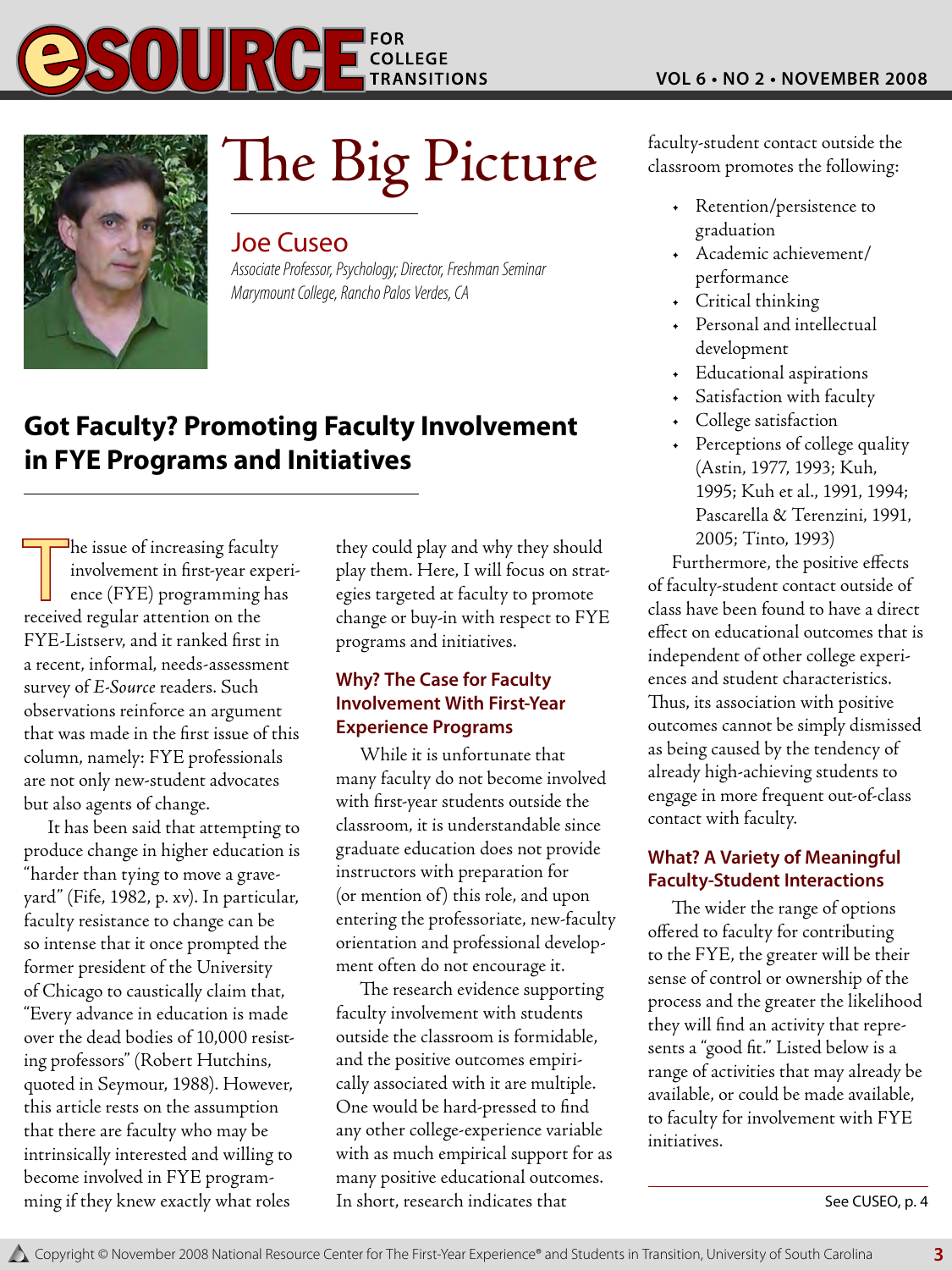# The Big Picture

## Joe Cuseo

*Associate Professor, Psychology; Director, Freshman Seminar*
*Marymount College, Rancho Palos Verdes, CA*

## Got Faculty? Promoting Faculty Involvement in FYE Programs and Initiatives

The issue of increasing faculty involvement in first-year experience (FYE) programming has received regular attention on the FYE-Listserv, and it ranked first in a recent, informal, needs-assessment survey of *E-Source* readers. Such observations reinforce an argument that was made in the first issue of this column, namely: FYE professionals are not only new-student advocates but also agents of change.

It has been said that attempting to produce change in higher education is "harder than tying to move a graveyard" (Fife, 1982, p. xv). In particular, faculty resistance to change can be so intense that it once prompted the former president of the University of Chicago to caustically claim that, "Every advance in education is made over the dead bodies of 10,000 resisting professors" (Robert Hutchins, quoted in Seymour, 1988). However, this article rests on the assumption that there are faculty who may be intrinsically interested and willing to become involved in FYE programming if they knew exactly what roles they could play and why they should play them. Here, I will focus on strategies targeted at faculty to promote change or buy-in with respect to FYE programs and initiatives.

### Why? The Case for Faculty Involvement With First-Year Experience Programs

While it is unfortunate that many faculty do not become involved with first-year students outside the classroom, it is understandable since graduate education does not provide instructors with preparation for (or mention of) this role, and upon entering the professoriate, new-faculty orientation and professional development often do not encourage it.

The research evidence supporting faculty involvement with students outside the classroom is formidable, and the positive outcomes empirically associated with it are multiple. One would be hard-pressed to find any other college-experience variable with as much empirical support for as many positive educational outcomes. In short, research indicates that faculty-student contact outside the classroom promotes the following:

- Retention/persistence to graduation
- Academic achievement/performance
- Critical thinking
- Personal and intellectual development
- Educational aspirations
- Satisfaction with faculty
- College satisfaction
- Perceptions of college quality (Astin, 1977, 1993; Kuh, 1995; Kuh et al., 1991, 1994; Pascarella & Terenzini, 1991, 2005; Tinto, 1993)

Furthermore, the positive effects of faculty-student contact outside of class have been found to have a direct effect on educational outcomes that is independent of other college experiences and student characteristics. Thus, its association with positive outcomes cannot be simply dismissed as being caused by the tendency of already high-achieving students to engage in more frequent out-of-class contact with faculty.

### What? A Variety of Meaningful Faculty-Student Interactions

The wider the range of options offered to faculty for contributing to the FYE, the greater will be their sense of control or ownership of the process and the greater the likelihood they will find an activity that represents a "good fit." Listed below is a range of activities that may already be available, or could be made available, to faculty for involvement with FYE initiatives.

See CUSEO, p. 4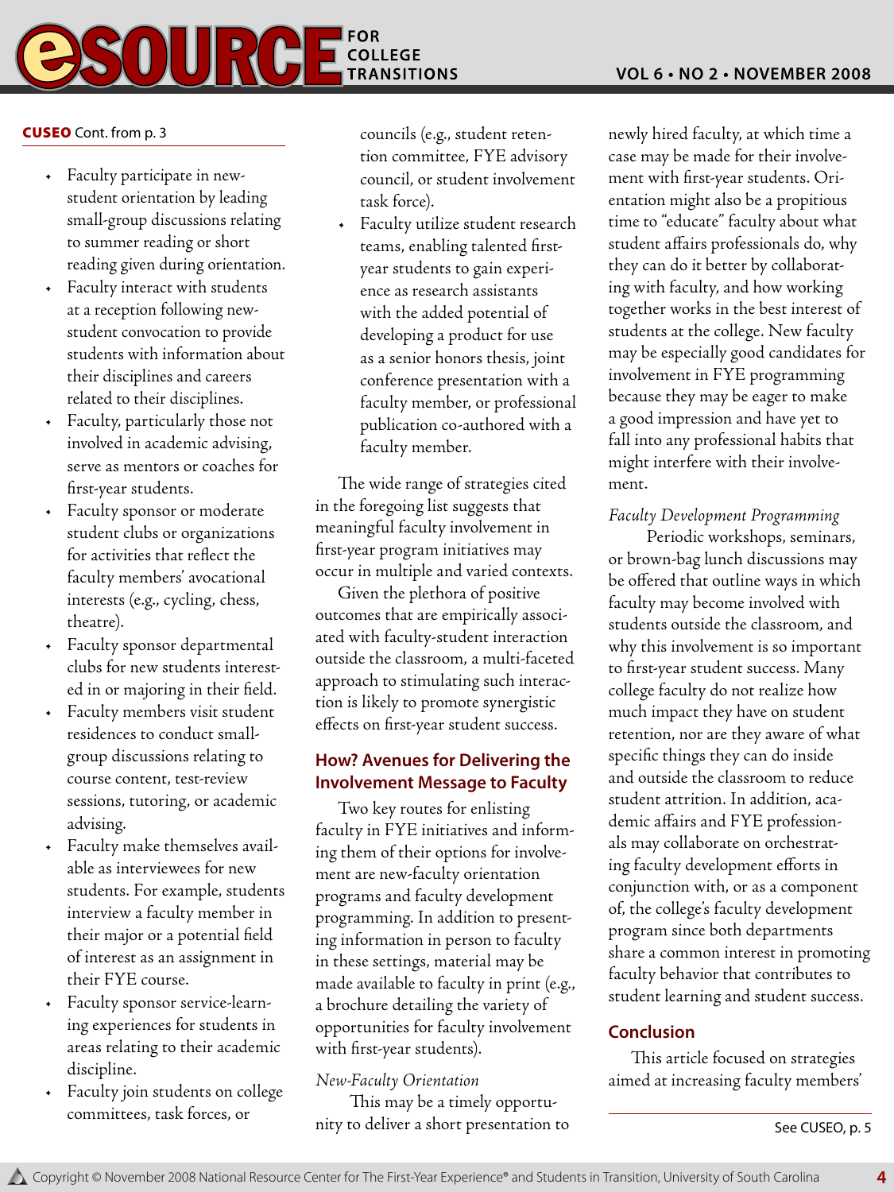**CUSEO** Cont. from p. 3

- Faculty participate in new-student orientation by leading small-group discussions relating to summer reading or short reading given during orientation.
- Faculty interact with students at a reception following new-student convocation to provide students with information about their disciplines and careers related to their disciplines.
- Faculty, particularly those not involved in academic advising, serve as mentors or coaches for first-year students.
- Faculty sponsor or moderate student clubs or organizations for activities that reflect the faculty members' avocational interests (e.g., cycling, chess, theatre).
- Faculty sponsor departmental clubs for new students interested in or majoring in their field.
- Faculty members visit student residences to conduct small-group discussions relating to course content, test-review sessions, tutoring, or academic advising.
- Faculty make themselves available as interviewees for new students. For example, students interview a faculty member in their major or a potential field of interest as an assignment in their FYE course.
- Faculty sponsor service-learning experiences for students in areas relating to their academic discipline.
- Faculty join students on college committees, task forces, or councils (e.g., student retention committee, FYE advisory council, or student involvement task force).
- Faculty utilize student research teams, enabling talented first-year students to gain experience as research assistants with the added potential of developing a product for use as a senior honors thesis, joint conference presentation with a faculty member, or professional publication co-authored with a faculty member.

The wide range of strategies cited in the foregoing list suggests that meaningful faculty involvement in first-year program initiatives may occur in multiple and varied contexts.

Given the plethora of positive outcomes that are empirically associated with faculty-student interaction outside the classroom, a multi-faceted approach to stimulating such interaction is likely to promote synergistic effects on first-year student success.

## How? Avenues for Delivering the Involvement Message to Faculty

Two key routes for enlisting faculty in FYE initiatives and informing them of their options for involvement are new-faculty orientation programs and faculty development programming. In addition to presenting information in person to faculty in these settings, material may be made available to faculty in print (e.g., a brochure detailing the variety of opportunities for faculty involvement with first-year students).

*New-Faculty Orientation*

This may be a timely opportunity to deliver a short presentation to newly hired faculty, at which time a case may be made for their involvement with first-year students. Orientation might also be a propitious time to "educate" faculty about what student affairs professionals do, why they can do it better by collaborating with faculty, and how working together works in the best interest of students at the college. New faculty may be especially good candidates for involvement in FYE programming because they may be eager to make a good impression and have yet to fall into any professional habits that might interfere with their involvement.

*Faculty Development Programming*

Periodic workshops, seminars, or brown-bag lunch discussions may be offered that outline ways in which faculty may become involved with students outside the classroom, and why this involvement is so important to first-year student success. Many college faculty do not realize how much impact they have on student retention, nor are they aware of what specific things they can do inside and outside the classroom to reduce student attrition. In addition, academic affairs and FYE professionals may collaborate on orchestrating faculty development efforts in conjunction with, or as a component of, the college's faculty development program since both departments share a common interest in promoting faculty behavior that contributes to student learning and student success.

## Conclusion

This article focused on strategies aimed at increasing faculty members'

See CUSEO, p. 5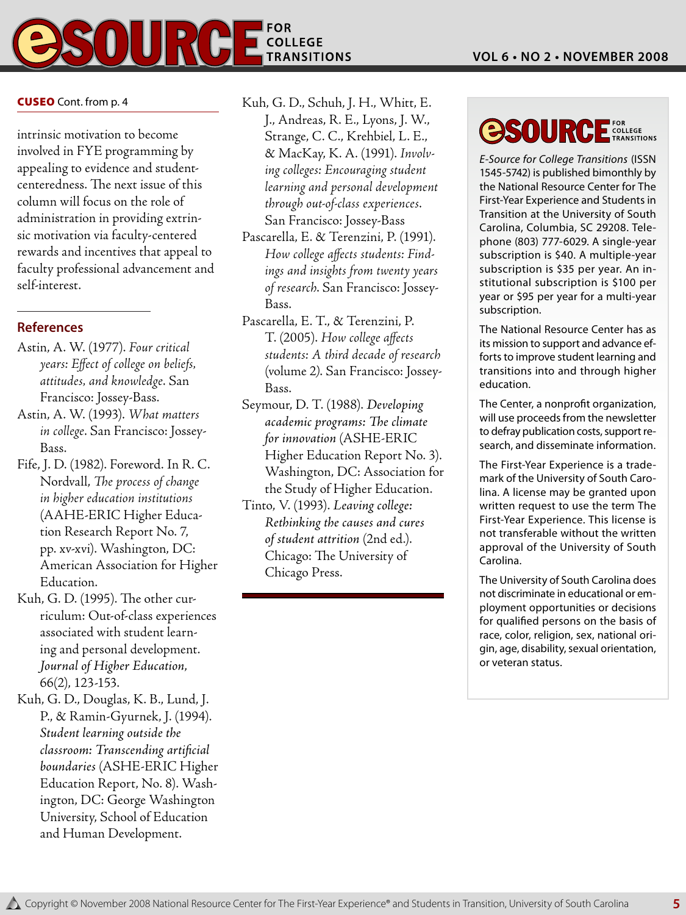**CUSEO** Cont. from p. 4

intrinsic motivation to become involved in FYE programming by appealing to evidence and student-centeredness. The next issue of this column will focus on the role of administration in providing extrinsic motivation via faculty-centered rewards and incentives that appeal to faculty professional advancement and self-interest.

## References

Astin, A. W. (1977). *Four critical years: Effect of college on beliefs, attitudes, and knowledge*. San Francisco: Jossey-Bass.

Astin, A. W. (1993). *What matters in college*. San Francisco: Jossey-Bass.

Fife, J. D. (1982). Foreword. In R. C. Nordvall, *The process of change in higher education institutions* (AAHE-ERIC Higher Education Research Report No. 7, pp. xv-xvi). Washington, DC: American Association for Higher Education.

Kuh, G. D. (1995). The other curriculum: Out-of-class experiences associated with student learning and personal development. *Journal of Higher Education*, 66(2), 123-153.

Kuh, G. D., Douglas, K. B., Lund, J. P., & Ramin-Gyurnek, J. (1994). *Student learning outside the classroom: Transcending artificial boundaries* (ASHE-ERIC Higher Education Report, No. 8). Washington, DC: George Washington University, School of Education and Human Development.

Kuh, G. D., Schuh, J. H., Whitt, E. J., Andreas, R. E., Lyons, J. W., Strange, C. C., Krehbiel, L. E., & MacKay, K. A. (1991). *Involving colleges: Encouraging student learning and personal development through out-of-class experiences*. San Francisco: Jossey-Bass

Pascarella, E. & Terenzini, P. (1991). *How college affects students: Findings and insights from twenty years of research*. San Francisco: Jossey-Bass.

Pascarella, E. T., & Terenzini, P. T. (2005). *How college affects students: A third decade of research* (volume 2). San Francisco: Jossey-Bass.

Seymour, D. T. (1988). *Developing academic programs: The climate for innovation* (ASHE-ERIC Higher Education Report No. 3). Washington, DC: Association for the Study of Higher Education.

Tinto, V. (1993). *Leaving college: Rethinking the causes and cures of student attrition* (2nd ed.). Chicago: The University of Chicago Press.

---

**eSOURCE FOR COLLEGE TRANSITIONS**

*E-Source for College Transitions* (ISSN 1545-5742) is published bimonthly by the National Resource Center for The First-Year Experience and Students in Transition at the University of South Carolina, Columbia, SC 29208. Telephone (803) 777-6029. A single-year subscription is $40. A multiple-year subscription is $35 per year. An institutional subscription is $100 per year or $95 per year for a multi-year subscription.

The National Resource Center has as its mission to support and advance efforts to improve student learning and transitions into and through higher education.

The Center, a nonprofit organization, will use proceeds from the newsletter to defray publication costs, support research, and disseminate information.

The First-Year Experience is a trademark of the University of South Carolina. A license may be granted upon written request to use the term The First-Year Experience. This license is not transferable without the written approval of the University of South Carolina.

The University of South Carolina does not discriminate in educational or employment opportunities or decisions for qualified persons on the basis of race, color, religion, sex, national origin, age, disability, sexual orientation, or veteran status.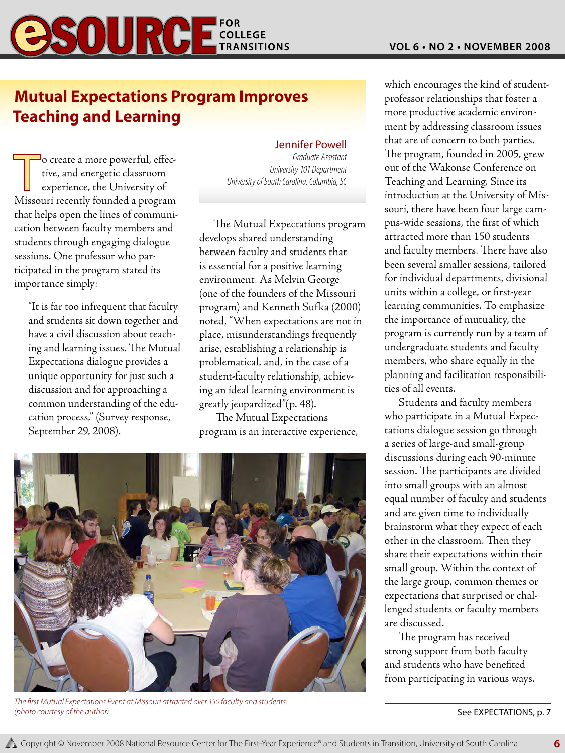## Mutual Expectations Program Improves Teaching and Learning

**Jennifer Powell**
*Graduate Assistant*
*University 101 Department*
*University of South Carolina, Columbia, SC*

To create a more powerful, effective, and energetic classroom experience, the University of Missouri recently founded a program that helps open the lines of communication between faculty members and students through engaging dialogue sessions. One professor who participated in the program stated its importance simply:

> "It is far too infrequent that faculty and students sit down together and have a civil discussion about teaching and learning issues. The Mutual Expectations dialogue provides a unique opportunity for just such a discussion and for approaching a common understanding of the education process," (Survey response, September 29, 2008).

The Mutual Expectations program develops shared understanding between faculty and students that is essential for a positive learning environment. As Melvin George (one of the founders of the Missouri program) and Kenneth Sufka (2000) noted, "When expectations are not in place, misunderstandings frequently arise, establishing a relationship is problematical, and, in the case of a student-faculty relationship, achieving an ideal learning environment is greatly jeopardized"(p. 48).

The Mutual Expectations program is an interactive experience, which encourages the kind of student-professor relationships that foster a more productive academic environment by addressing classroom issues that are of concern to both parties. The program, founded in 2005, grew out of the Wakonse Conference on Teaching and Learning. Since its introduction at the University of Missouri, there have been four large campus-wide sessions, the first of which attracted more than 150 students and faculty members. There have also been several smaller sessions, tailored for individual departments, divisional units within a college, or first-year learning communities. To emphasize the importance of mutuality, the program is currently run by a team of undergraduate students and faculty members, who share equally in the planning and facilitation responsibilities of all events.

Students and faculty members who participate in a Mutual Expectations dialogue session go through a series of large-and small-group discussions during each 90-minute session. The participants are divided into small groups with an almost equal number of faculty and students and are given time to individually brainstorm what they expect of each other in the classroom. Then they share their expectations within their small group. Within the context of the large group, common themes or expectations that surprised or challenged students or faculty members are discussed.

The program has received strong support from both faculty and students who have benefited from participating in various ways.

*The first Mutual Expectations Event at Missouri attracted over 150 faculty and students. (photo courtesy of the author)*

See EXPECTATIONS, p. 7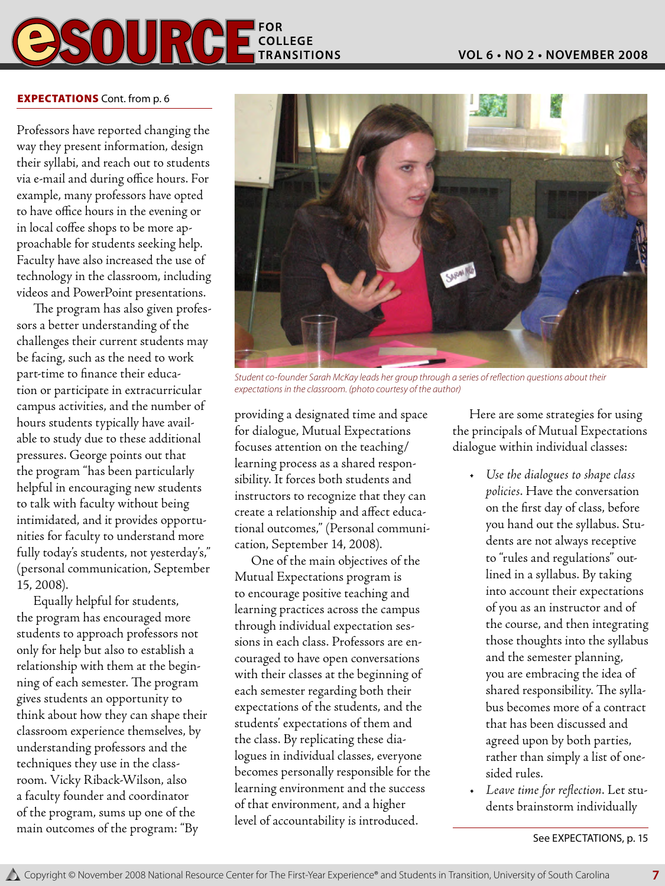**EXPECTATIONS** Cont. from p. 6

Professors have reported changing the way they present information, design their syllabi, and reach out to students via e-mail and during office hours. For example, many professors have opted to have office hours in the evening or in local coffee shops to be more approachable for students seeking help. Faculty have also increased the use of technology in the classroom, including videos and PowerPoint presentations.

The program has also given professors a better understanding of the challenges their current students may be facing, such as the need to work part-time to finance their education or participate in extracurricular campus activities, and the number of hours students typically have available to study due to these additional pressures. George points out that the program "has been particularly helpful in encouraging new students to talk with faculty without being intimidated, and it provides opportunities for faculty to understand more fully today's students, not yesterday's," (personal communication, September 15, 2008).

Equally helpful for students, the program has encouraged more students to approach professors not only for help but also to establish a relationship with them at the beginning of each semester. The program gives students an opportunity to think about how they can shape their classroom experience themselves, by understanding professors and the techniques they use in the classroom. Vicky Riback-Wilson, also a faculty founder and coordinator of the program, sums up one of the main outcomes of the program: "By providing a designated time and space for dialogue, Mutual Expectations focuses attention on the teaching/learning process as a shared responsibility. It forces both students and instructors to recognize that they can create a relationship and affect educational outcomes," (Personal communication, September 14, 2008).

*Student co-founder Sarah McKay leads her group through a series of reflection questions about their expectations in the classroom. (photo courtesy of the author)*

One of the main objectives of the Mutual Expectations program is to encourage positive teaching and learning practices across the campus through individual expectation sessions in each class. Professors are encouraged to have open conversations with their classes at the beginning of each semester regarding both their expectations of the students, and the students' expectations of them and the class. By replicating these dialogues in individual classes, everyone becomes personally responsible for the learning environment and the success of that environment, and a higher level of accountability is introduced.

Here are some strategies for using the principals of Mutual Expectations dialogue within individual classes:

- *Use the dialogues to shape class policies*. Have the conversation on the first day of class, before you hand out the syllabus. Students are not always receptive to "rules and regulations" outlined in a syllabus. By taking into account their expectations of you as an instructor and of the course, and then integrating those thoughts into the syllabus and the semester planning, you are embracing the idea of shared responsibility. The syllabus becomes more of a contract that has been discussed and agreed upon by both parties, rather than simply a list of one-sided rules.
- *Leave time for reflection*. Let students brainstorm individually

See EXPECTATIONS, p. 15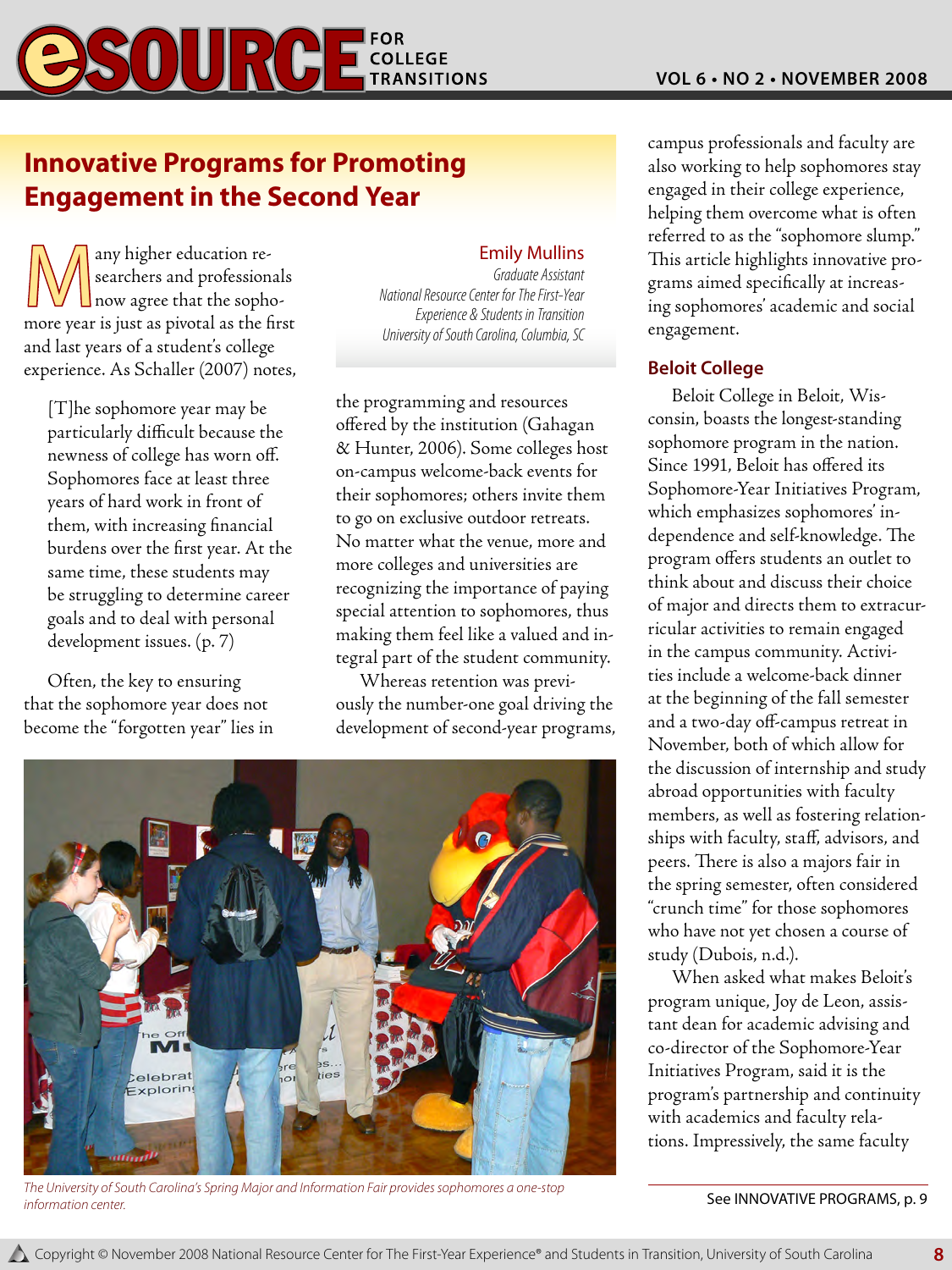# Innovative Programs for Promoting Engagement in the Second Year

Emily Mullins
*Graduate Assistant*
*National Resource Center for The First-Year Experience & Students in Transition*
*University of South Carolina, Columbia, SC*

Many higher education researchers and professionals now agree that the sophomore year is just as pivotal as the first and last years of a student's college experience. As Schaller (2007) notes,

> [T]he sophomore year may be particularly difficult because the newness of college has worn off. Sophomores face at least three years of hard work in front of them, with increasing financial burdens over the first year. At the same time, these students may be struggling to determine career goals and to deal with personal development issues. (p. 7)

Often, the key to ensuring that the sophomore year does not become the "forgotten year" lies in the programming and resources offered by the institution (Gahagan & Hunter, 2006). Some colleges host on-campus welcome-back events for their sophomores; others invite them to go on exclusive outdoor retreats. No matter what the venue, more and more colleges and universities are recognizing the importance of paying special attention to sophomores, thus making them feel like a valued and integral part of the student community.

Whereas retention was previously the number-one goal driving the development of second-year programs, campus professionals and faculty are also working to help sophomores stay engaged in their college experience, helping them overcome what is often referred to as the "sophomore slump." This article highlights innovative programs aimed specifically at increasing sophomores' academic and social engagement.

*The University of South Carolina's Spring Major and Information Fair provides sophomores a one-stop information center.*

## Beloit College

Beloit College in Beloit, Wisconsin, boasts the longest-standing sophomore program in the nation. Since 1991, Beloit has offered its Sophomore-Year Initiatives Program, which emphasizes sophomores' independence and self-knowledge. The program offers students an outlet to think about and discuss their choice of major and directs them to extracurricular activities to remain engaged in the campus community. Activities include a welcome-back dinner at the beginning of the fall semester and a two-day off-campus retreat in November, both of which allow for the discussion of internship and study abroad opportunities with faculty members, as well as fostering relationships with faculty, staff, advisors, and peers. There is also a majors fair in the spring semester, often considered "crunch time" for those sophomores who have not yet chosen a course of study (Dubois, n.d.).

When asked what makes Beloit's program unique, Joy de Leon, assistant dean for academic advising and co-director of the Sophomore-Year Initiatives Program, said it is the program's partnership and continuity with academics and faculty relations. Impressively, the same faculty

See INNOVATIVE PROGRAMS, p. 9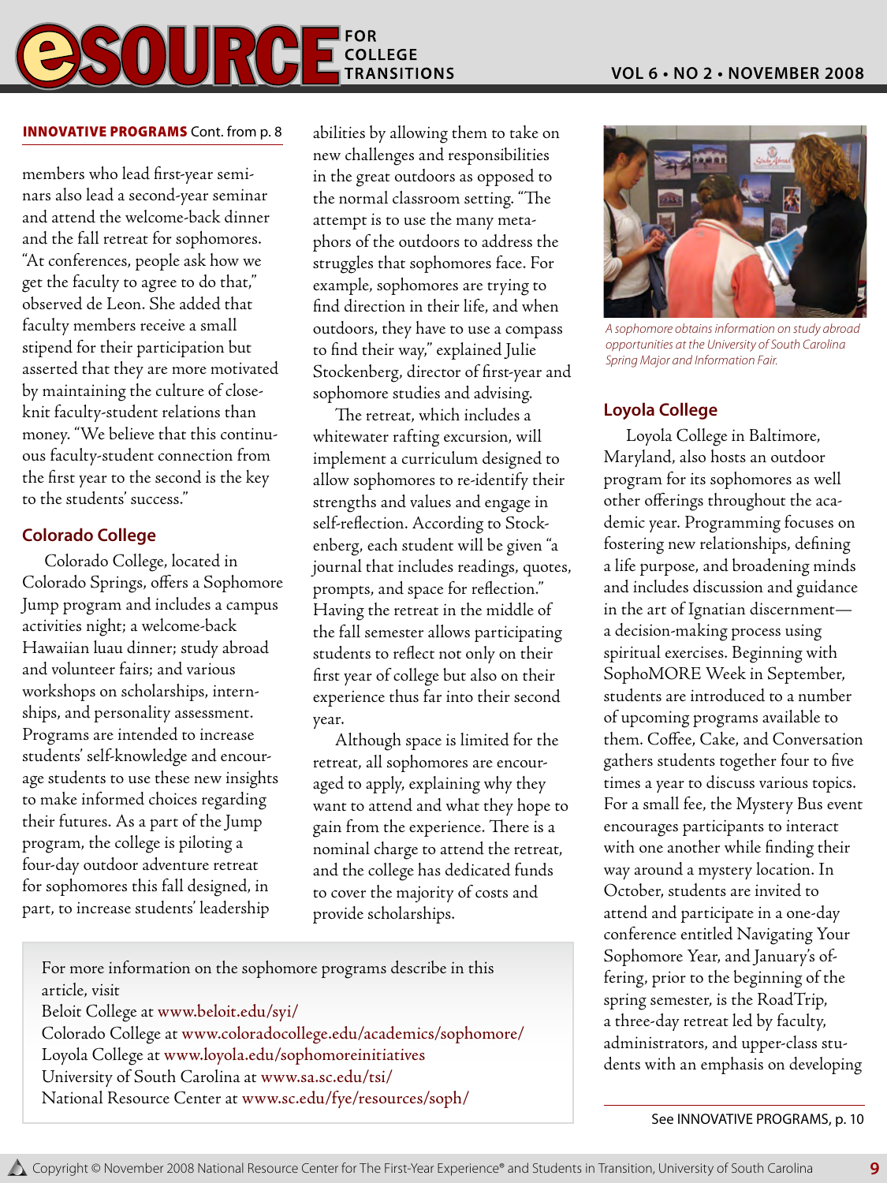**INNOVATIVE PROGRAMS** Cont. from p. 8

members who lead first-year seminars also lead a second-year seminar and attend the welcome-back dinner and the fall retreat for sophomores. "At conferences, people ask how we get the faculty to agree to do that," observed de Leon. She added that faculty members receive a small stipend for their participation but asserted that they are more motivated by maintaining the culture of close-knit faculty-student relations than money. "We believe that this continuous faculty-student connection from the first year to the second is the key to the students' success."

## Colorado College

Colorado College, located in Colorado Springs, offers a Sophomore Jump program and includes a campus activities night; a welcome-back Hawaiian luau dinner; study abroad and volunteer fairs; and various workshops on scholarships, internships, and personality assessment. Programs are intended to increase students' self-knowledge and encourage students to use these new insights to make informed choices regarding their futures. As a part of the Jump program, the college is piloting a four-day outdoor adventure retreat for sophomores this fall designed, in part, to increase students' leadership abilities by allowing them to take on new challenges and responsibilities in the great outdoors as opposed to the normal classroom setting. "The attempt is to use the many metaphors of the outdoors to address the struggles that sophomores face. For example, sophomores are trying to find direction in their life, and when outdoors, they have to use a compass to find their way," explained Julie Stockenberg, director of first-year and sophomore studies and advising.

The retreat, which includes a whitewater rafting excursion, will implement a curriculum designed to allow sophomores to re-identify their strengths and values and engage in self-reflection. According to Stockenberg, each student will be given "a journal that includes readings, quotes, prompts, and space for reflection." Having the retreat in the middle of the fall semester allows participating students to reflect not only on their first year of college but also on their experience thus far into their second year.

Although space is limited for the retreat, all sophomores are encouraged to apply, explaining why they want to attend and what they hope to gain from the experience. There is a nominal charge to attend the retreat, and the college has dedicated funds to cover the majority of costs and provide scholarships.

*A sophomore obtains information on study abroad opportunities at the University of South Carolina Spring Major and Information Fair.*

## Loyola College

Loyola College in Baltimore, Maryland, also hosts an outdoor program for its sophomores as well other offerings throughout the academic year. Programming focuses on fostering new relationships, defining a life purpose, and broadening minds and includes discussion and guidance in the art of Ignatian discernment—a decision-making process using spiritual exercises. Beginning with SophoMORE Week in September, students are introduced to a number of upcoming programs available to them. Coffee, Cake, and Conversation gathers students together four to five times a year to discuss various topics. For a small fee, the Mystery Bus event encourages participants to interact with one another while finding their way around a mystery location. In October, students are invited to attend and participate in a one-day conference entitled Navigating Your Sophomore Year, and January's offering, prior to the beginning of the spring semester, is the RoadTrip, a three-day retreat led by faculty, administrators, and upper-class students with an emphasis on developing

See INNOVATIVE PROGRAMS, p. 10

---

For more information on the sophomore programs describe in this article, visit

Beloit College at www.beloit.edu/syi/
Colorado College at www.coloradocollege.edu/academics/sophomore/
Loyola College at www.loyola.edu/sophomoreinitiatives
University of South Carolina at www.sa.sc.edu/tsi/
National Resource Center at www.sc.edu/fye/resources/soph/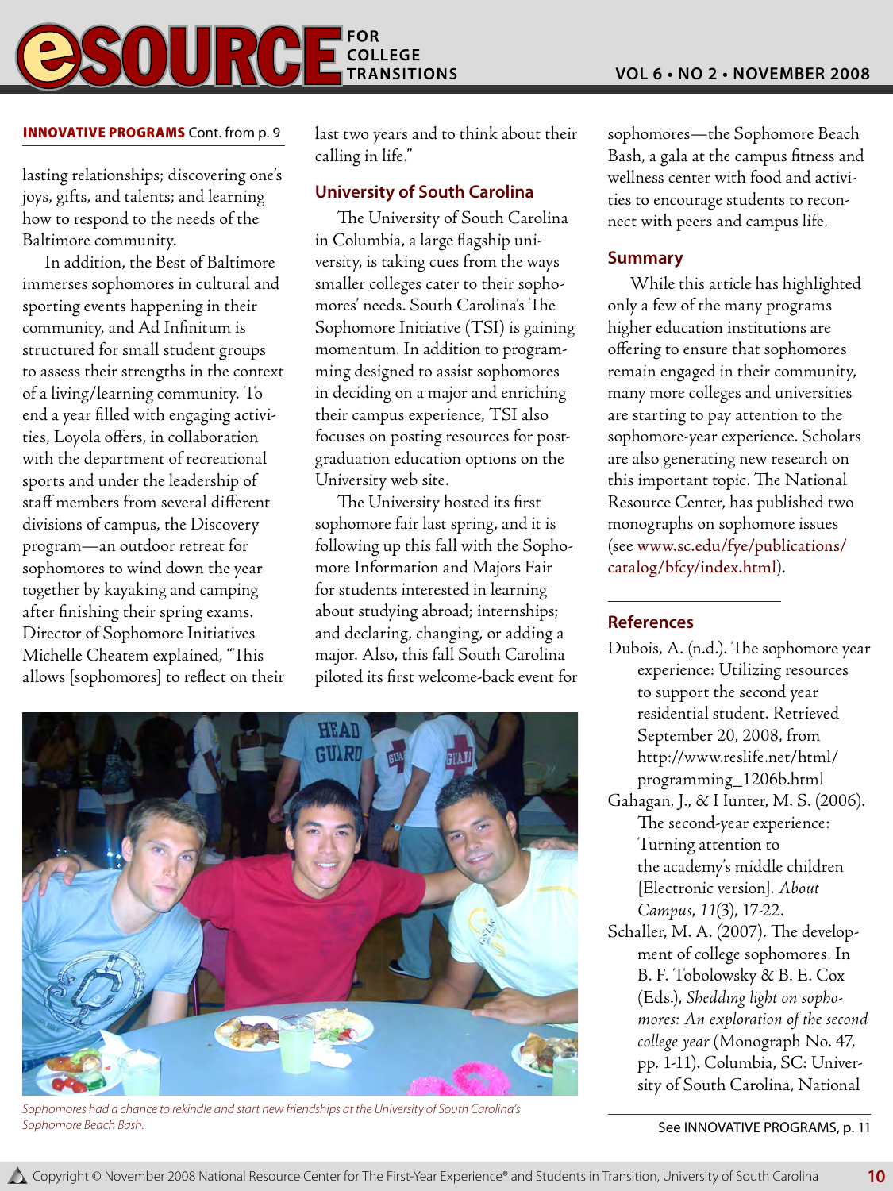**INNOVATIVE PROGRAMS** Cont. from p. 9

lasting relationships; discovering one's joys, gifts, and talents; and learning how to respond to the needs of the Baltimore community.

In addition, the Best of Baltimore immerses sophomores in cultural and sporting events happening in their community, and Ad Infinitum is structured for small student groups to assess their strengths in the context of a living/learning community. To end a year filled with engaging activities, Loyola offers, in collaboration with the department of recreational sports and under the leadership of staff members from several different divisions of campus, the Discovery program—an outdoor retreat for sophomores to wind down the year together by kayaking and camping after finishing their spring exams. Director of Sophomore Initiatives Michelle Cheatem explained, "This allows [sophomores] to reflect on their last two years and to think about their calling in life."

## University of South Carolina

The University of South Carolina in Columbia, a large flagship university, is taking cues from the ways smaller colleges cater to their sophomores' needs. South Carolina's The Sophomore Initiative (TSI) is gaining momentum. In addition to programming designed to assist sophomores in deciding on a major and enriching their campus experience, TSI also focuses on posting resources for post-graduation education options on the University web site.

The University hosted its first sophomore fair last spring, and it is following up this fall with the Sophomore Information and Majors Fair for students interested in learning about studying abroad; internships; and declaring, changing, or adding a major. Also, this fall South Carolina piloted its first welcome-back event for sophomores—the Sophomore Beach Bash, a gala at the campus fitness and wellness center with food and activities to encourage students to reconnect with peers and campus life.

*Sophomores had a chance to rekindle and start new friendships at the University of South Carolina's Sophomore Beach Bash.*

## Summary

While this article has highlighted only a few of the many programs higher education institutions are offering to ensure that sophomores remain engaged in their community, many more colleges and universities are starting to pay attention to the sophomore-year experience. Scholars are also generating new research on this important topic. The National Resource Center, has published two monographs on sophomore issues (see www.sc.edu/fye/publications/catalog/bfcy/index.html).

## References

Dubois, A. (n.d.). The sophomore year experience: Utilizing resources to support the second year residential student. Retrieved September 20, 2008, from http://www.reslife.net/html/programming_1206b.html

Gahagan, J., & Hunter, M. S. (2006). The second-year experience: Turning attention to the academy's middle children [Electronic version]. *About Campus*, *11*(3), 17-22.

Schaller, M. A. (2007). The development of college sophomores. In B. F. Tobolowsky & B. E. Cox (Eds.), *Shedding light on sophomores: An exploration of the second college year* (Monograph No. 47, pp. 1-11). Columbia, SC: University of South Carolina, National

See INNOVATIVE PROGRAMS, p. 11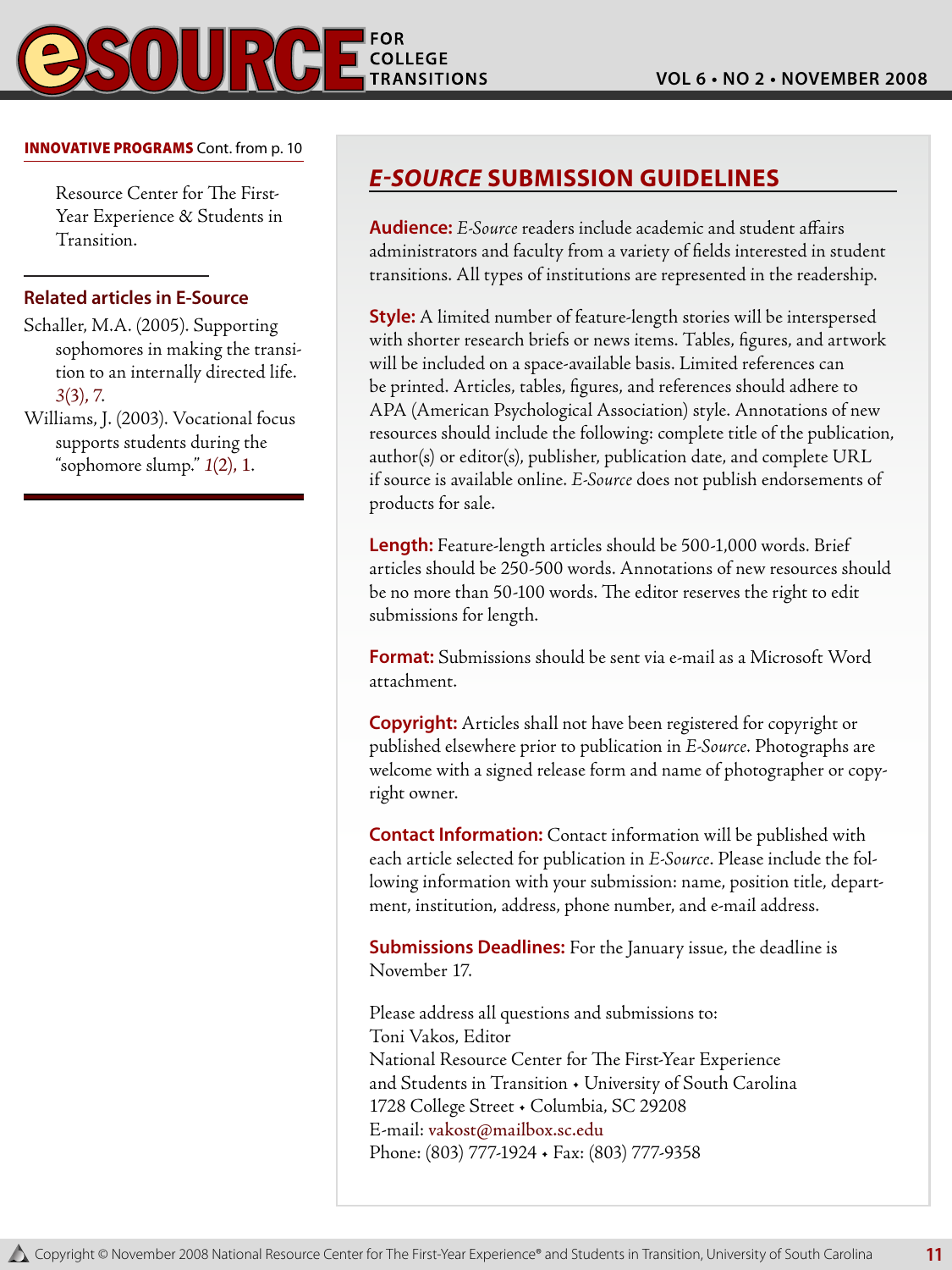**INNOVATIVE PROGRAMS** Cont. from p. 10

Resource Center for The First-Year Experience & Students in Transition.

### Related articles in E-Source

Schaller, M.A. (2005). Supporting sophomores in making the transition to an internally directed life. *3*(3), 7.

Williams, J. (2003). Vocational focus supports students during the "sophomore slump." *1*(2), 1.

## *E-SOURCE* SUBMISSION GUIDELINES

**Audience:** *E-Source* readers include academic and student affairs administrators and faculty from a variety of fields interested in student transitions. All types of institutions are represented in the readership.

**Style:** A limited number of feature-length stories will be interspersed with shorter research briefs or news items. Tables, figures, and artwork will be included on a space-available basis. Limited references can be printed. Articles, tables, figures, and references should adhere to APA (American Psychological Association) style. Annotations of new resources should include the following: complete title of the publication, author(s) or editor(s), publisher, publication date, and complete URL if source is available online. *E-Source* does not publish endorsements of products for sale.

**Length:** Feature-length articles should be 500-1,000 words. Brief articles should be 250-500 words. Annotations of new resources should be no more than 50-100 words. The editor reserves the right to edit submissions for length.

**Format:** Submissions should be sent via e-mail as a Microsoft Word attachment.

**Copyright:** Articles shall not have been registered for copyright or published elsewhere prior to publication in *E-Source*. Photographs are welcome with a signed release form and name of photographer or copyright owner.

**Contact Information:** Contact information will be published with each article selected for publication in *E-Source*. Please include the following information with your submission: name, position title, department, institution, address, phone number, and e-mail address.

**Submissions Deadlines:** For the January issue, the deadline is November 17.

Please address all questions and submissions to:
Toni Vakos, Editor
National Resource Center for The First-Year Experience and Students in Transition • University of South Carolina
1728 College Street • Columbia, SC 29208
E-mail: vakost@mailbox.sc.edu
Phone: (803) 777-1924 • Fax: (803) 777-9358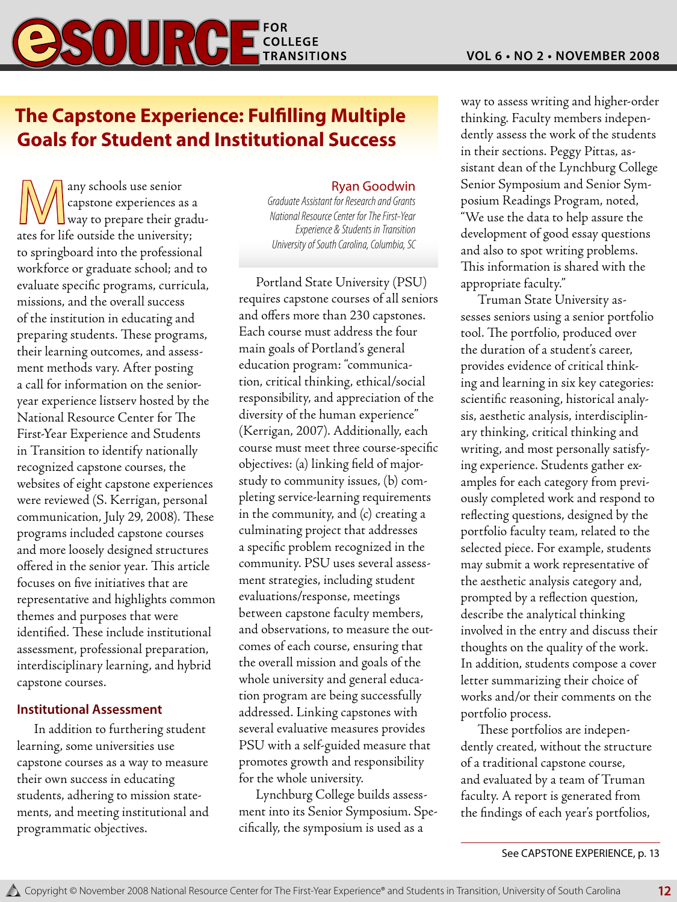# The Capstone Experience: Fulfilling Multiple Goals for Student and Institutional Success

Ryan Goodwin
*Graduate Assistant for Research and Grants*
*National Resource Center for The First-Year Experience & Students in Transition*
*University of South Carolina, Columbia, SC*

Many schools use senior capstone experiences as a way to prepare their graduates for life outside the university; to springboard into the professional workforce or graduate school; and to evaluate specific programs, curricula, missions, and the overall success of the institution in educating and preparing students. These programs, their learning outcomes, and assessment methods vary. After posting a call for information on the senior-year experience listserv hosted by the National Resource Center for The First-Year Experience and Students in Transition to identify nationally recognized capstone courses, the websites of eight capstone experiences were reviewed (S. Kerrigan, personal communication, July 29, 2008). These programs included capstone courses and more loosely designed structures offered in the senior year. This article focuses on five initiatives that are representative and highlights common themes and purposes that were identified. These include institutional assessment, professional preparation, interdisciplinary learning, and hybrid capstone courses.

## Institutional Assessment

In addition to furthering student learning, some universities use capstone courses as a way to measure their own success in educating students, adhering to mission statements, and meeting institutional and programmatic objectives.

Portland State University (PSU) requires capstone courses of all seniors and offers more than 230 capstones. Each course must address the four main goals of Portland's general education program: "communication, critical thinking, ethical/social responsibility, and appreciation of the diversity of the human experience" (Kerrigan, 2007). Additionally, each course must meet three course-specific objectives: (a) linking field of major-study to community issues, (b) completing service-learning requirements in the community, and (c) creating a culminating project that addresses a specific problem recognized in the community. PSU uses several assessment strategies, including student evaluations/response, meetings between capstone faculty members, and observations, to measure the outcomes of each course, ensuring that the overall mission and goals of the whole university and general education program are being successfully addressed. Linking capstones with several evaluative measures provides PSU with a self-guided measure that promotes growth and responsibility for the whole university.

Lynchburg College builds assessment into its Senior Symposium. Specifically, the symposium is used as a way to assess writing and higher-order thinking. Faculty members independently assess the work of the students in their sections. Peggy Pittas, assistant dean of the Lynchburg College Senior Symposium and Senior Symposium Readings Program, noted, "We use the data to help assure the development of good essay questions and also to spot writing problems. This information is shared with the appropriate faculty."

Truman State University assesses seniors using a senior portfolio tool. The portfolio, produced over the duration of a student's career, provides evidence of critical thinking and learning in six key categories: scientific reasoning, historical analysis, aesthetic analysis, interdisciplinary thinking, critical thinking and writing, and most personally satisfying experience. Students gather examples for each category from previously completed work and respond to reflecting questions, designed by the portfolio faculty team, related to the selected piece. For example, students may submit a work representative of the aesthetic analysis category and, prompted by a reflection question, describe the analytical thinking involved in the entry and discuss their thoughts on the quality of the work. In addition, students compose a cover letter summarizing their choice of works and/or their comments on the portfolio process.

These portfolios are independently created, without the structure of a traditional capstone course, and evaluated by a team of Truman faculty. A report is generated from the findings of each year's portfolios,

See CAPSTONE EXPERIENCE, p. 13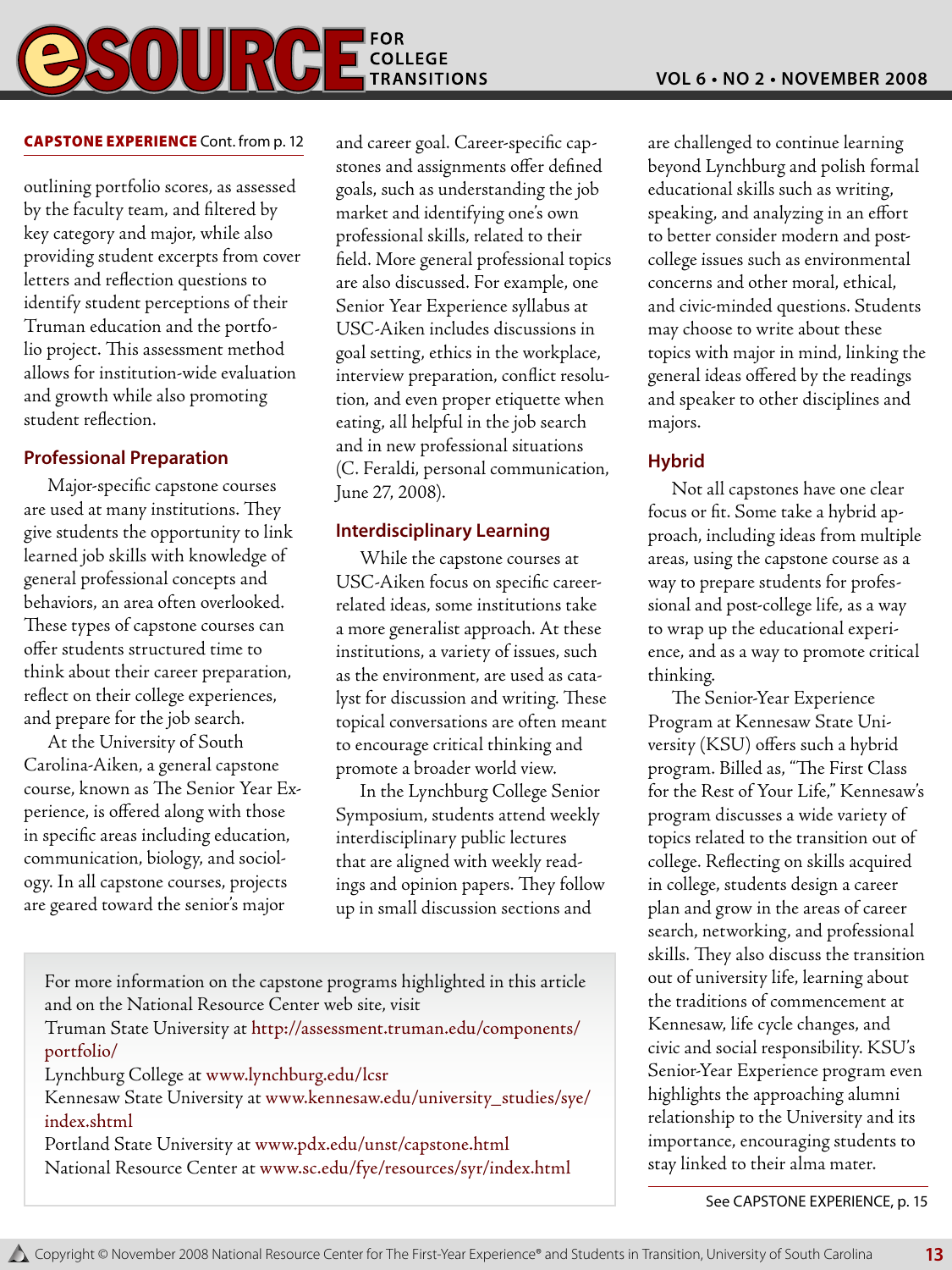**CAPSTONE EXPERIENCE** Cont. from p. 12

outlining portfolio scores, as assessed by the faculty team, and filtered by key category and major, while also providing student excerpts from cover letters and reflection questions to identify student perceptions of their Truman education and the portfolio project. This assessment method allows for institution-wide evaluation and growth while also promoting student reflection.

## Professional Preparation

Major-specific capstone courses are used at many institutions. They give students the opportunity to link learned job skills with knowledge of general professional concepts and behaviors, an area often overlooked. These types of capstone courses can offer students structured time to think about their career preparation, reflect on their college experiences, and prepare for the job search.

At the University of South Carolina-Aiken, a general capstone course, known as The Senior Year Experience, is offered along with those in specific areas including education, communication, biology, and sociology. In all capstone courses, projects are geared toward the senior's major and career goal. Career-specific capstones and assignments offer defined goals, such as understanding the job market and identifying one's own professional skills, related to their field. More general professional topics are also discussed. For example, one Senior Year Experience syllabus at USC-Aiken includes discussions in goal setting, ethics in the workplace, interview preparation, conflict resolution, and even proper etiquette when eating, all helpful in the job search and in new professional situations (C. Feraldi, personal communication, June 27, 2008).

## Interdisciplinary Learning

While the capstone courses at USC-Aiken focus on specific career-related ideas, some institutions take a more generalist approach. At these institutions, a variety of issues, such as the environment, are used as catalyst for discussion and writing. These topical conversations are often meant to encourage critical thinking and promote a broader world view.

In the Lynchburg College Senior Symposium, students attend weekly interdisciplinary public lectures that are aligned with weekly readings and opinion papers. They follow up in small discussion sections and are challenged to continue learning beyond Lynchburg and polish formal educational skills such as writing, speaking, and analyzing in an effort to better consider modern and post-college issues such as environmental concerns and other moral, ethical, and civic-minded questions. Students may choose to write about these topics with major in mind, linking the general ideas offered by the readings and speaker to other disciplines and majors.

## Hybrid

Not all capstones have one clear focus or fit. Some take a hybrid approach, including ideas from multiple areas, using the capstone course as a way to prepare students for professional and post-college life, as a way to wrap up the educational experience, and as a way to promote critical thinking.

The Senior-Year Experience Program at Kennesaw State University (KSU) offers such a hybrid program. Billed as, "The First Class for the Rest of Your Life," Kennesaw's program discusses a wide variety of topics related to the transition out of college. Reflecting on skills acquired in college, students design a career plan and grow in the areas of career search, networking, and professional skills. They also discuss the transition out of university life, learning about the traditions of commencement at Kennesaw, life cycle changes, and civic and social responsibility. KSU's Senior-Year Experience program even highlights the approaching alumni relationship to the University and its importance, encouraging students to stay linked to their alma mater.

See CAPSTONE EXPERIENCE, p. 15

---

For more information on the capstone programs highlighted in this article and on the National Resource Center web site, visit
Truman State University at http://assessment.truman.edu/components/portfolio/
Lynchburg College at www.lynchburg.edu/lcsr
Kennesaw State University at www.kennesaw.edu/university_studies/sye/index.shtml
Portland State University at www.pdx.edu/unst/capstone.html
National Resource Center at www.sc.edu/fye/resources/syr/index.html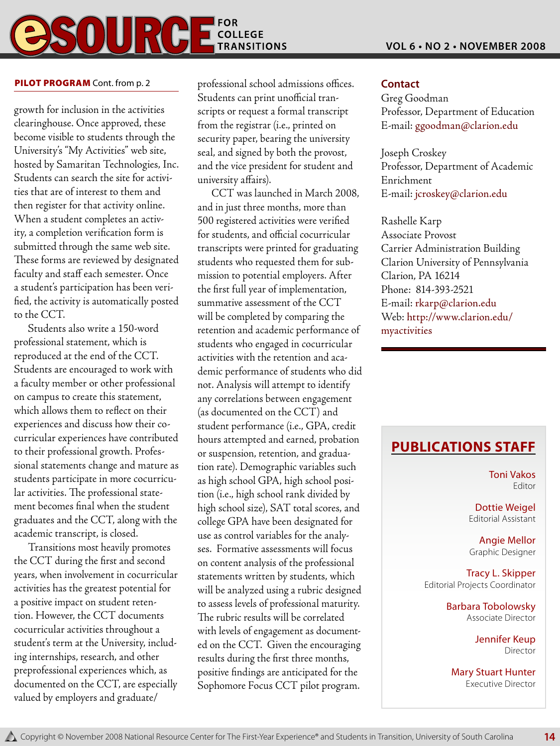**PILOT PROGRAM** Cont. from p. 2

growth for inclusion in the activities clearinghouse. Once approved, these become visible to students through the University's "My Activities" web site, hosted by Samaritan Technologies, Inc. Students can search the site for activities that are of interest to them and then register for that activity online. When a student completes an activity, a completion verification form is submitted through the same web site. These forms are reviewed by designated faculty and staff each semester. Once a student's participation has been verified, the activity is automatically posted to the CCT.

Students also write a 150-word professional statement, which is reproduced at the end of the CCT. Students are encouraged to work with a faculty member or other professional on campus to create this statement, which allows them to reflect on their experiences and discuss how their cocurricular experiences have contributed to their professional growth. Professional statements change and mature as students participate in more cocurricular activities. The professional statement becomes final when the student graduates and the CCT, along with the academic transcript, is closed.

Transitions most heavily promotes the CCT during the first and second years, when involvement in cocurricular activities has the greatest potential for a positive impact on student retention. However, the CCT documents cocurricular activities throughout a student's term at the University, including internships, research, and other preprofessional experiences which, as documented on the CCT, are especially valued by employers and graduate/professional school admissions offices. Students can print unofficial transcripts or request a formal transcript from the registrar (i.e., printed on security paper, bearing the university seal, and signed by both the provost, and the vice president for student and university affairs).

CCT was launched in March 2008, and in just three months, more than 500 registered activities were verified for students, and official cocurricular transcripts were printed for graduating students who requested them for submission to potential employers. After the first full year of implementation, summative assessment of the CCT will be completed by comparing the retention and academic performance of students who engaged in cocurricular activities with the retention and academic performance of students who did not. Analysis will attempt to identify any correlations between engagement (as documented on the CCT) and student performance (i.e., GPA, credit hours attempted and earned, probation or suspension, retention, and graduation rate). Demographic variables such as high school GPA, high school position (i.e., high school rank divided by high school size), SAT total scores, and college GPA have been designated for use as control variables for the analyses. Formative assessments will focus on content analysis of the professional statements written by students, which will be analyzed using a rubric designed to assess levels of professional maturity. The rubric results will be correlated with levels of engagement as documented on the CCT. Given the encouraging results during the first three months, positive findings are anticipated for the Sophomore Focus CCT pilot program.

### Contact

Greg Goodman
Professor, Department of Education
E-mail: ggoodman@clarion.edu

Joseph Croskey
Professor, Department of Academic Enrichment
E-mail: jcroskey@clarion.edu

Rashelle Karp
Associate Provost
Carrier Administration Building
Clarion University of Pennsylvania
Clarion, PA 16214
Phone: 814-393-2521
E-mail: rkarp@clarion.edu
Web: http://www.clarion.edu/myactivities

## PUBLICATIONS STAFF

Toni Vakos
Editor

Dottie Weigel
Editorial Assistant

Angie Mellor
Graphic Designer

Tracy L. Skipper
Editorial Projects Coordinator

Barbara Tobolowsky
Associate Director

Jennifer Keup
Director

Mary Stuart Hunter
Executive Director

Copyright © November 2008 National Resource Center for The First-Year Experience® and Students in Transition, University of South Carolina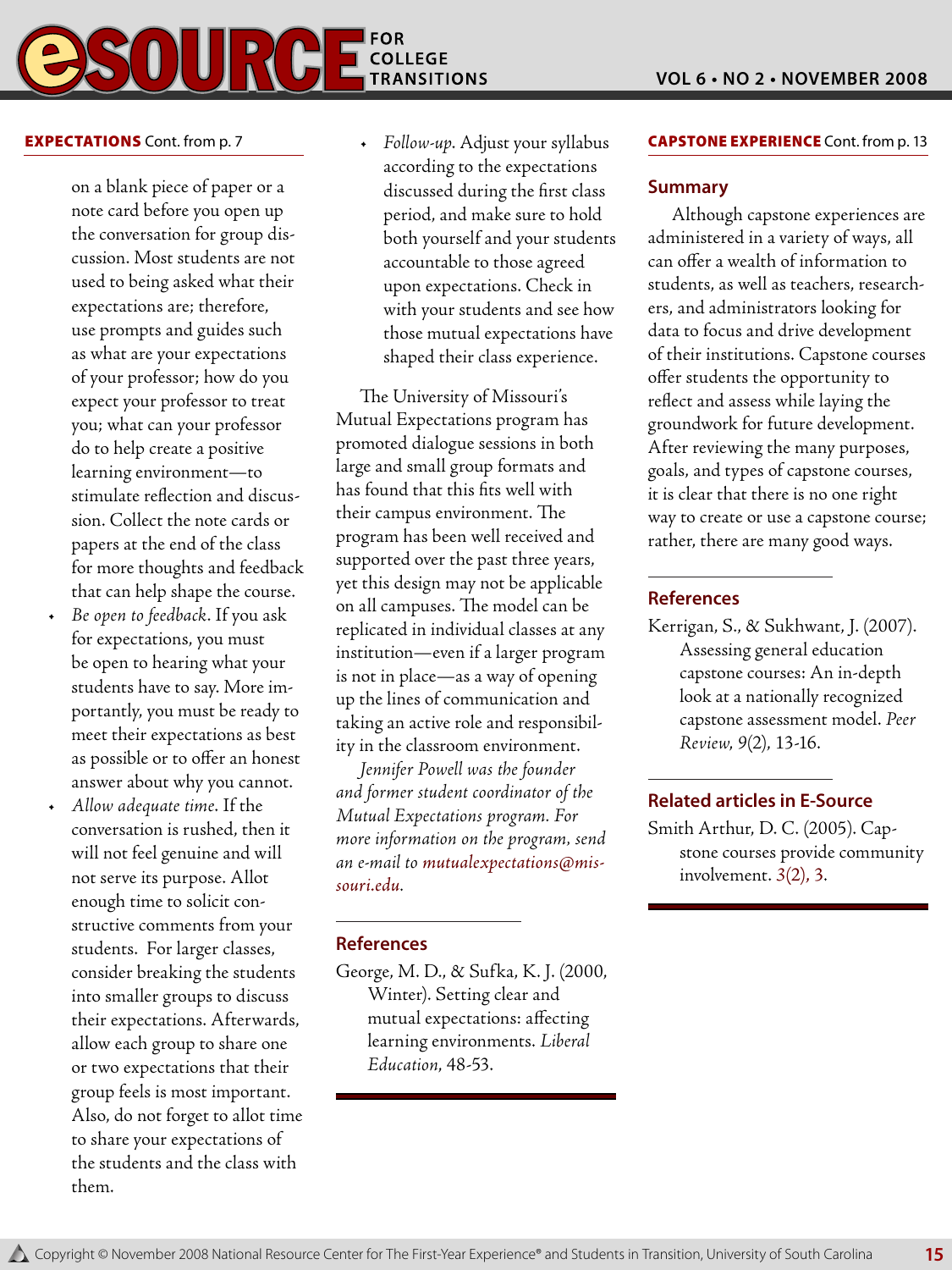**EXPECTATIONS** Cont. from p. 7

on a blank piece of paper or a note card before you open up the conversation for group discussion. Most students are not used to being asked what their expectations are; therefore, use prompts and guides such as what are your expectations of your professor; how do you expect your professor to treat you; what can your professor do to help create a positive learning environment—to stimulate reflection and discussion. Collect the note cards or papers at the end of the class for more thoughts and feedback that can help shape the course.

- *Be open to feedback*. If you ask for expectations, you must be open to hearing what your students have to say. More importantly, you must be ready to meet their expectations as best as possible or to offer an honest answer about why you cannot.
- *Allow adequate time*. If the conversation is rushed, then it will not feel genuine and will not serve its purpose. Allot enough time to solicit constructive comments from your students. For larger classes, consider breaking the students into smaller groups to discuss their expectations. Afterwards, allow each group to share one or two expectations that their group feels is most important. Also, do not forget to allot time to share your expectations of the students and the class with them.
- *Follow-up*. Adjust your syllabus according to the expectations discussed during the first class period, and make sure to hold both yourself and your students accountable to those agreed upon expectations. Check in with your students and see how those mutual expectations have shaped their class experience.

The University of Missouri's Mutual Expectations program has promoted dialogue sessions in both large and small group formats and has found that this fits well with their campus environment. The program has been well received and supported over the past three years, yet this design may not be applicable on all campuses. The model can be replicated in individual classes at any institution—even if a larger program is not in place—as a way of opening up the lines of communication and taking an active role and responsibility in the classroom environment.

*Jennifer Powell was the founder and former student coordinator of the Mutual Expectations program. For more information on the program, send an e-mail to mutualexpectations@missouri.edu.*

### References

George, M. D., & Sufka, K. J. (2000, Winter). Setting clear and mutual expectations: affecting learning environments. *Liberal Education*, 48-53.

**CAPSTONE EXPERIENCE** Cont. from p. 13

### Summary

Although capstone experiences are administered in a variety of ways, all can offer a wealth of information to students, as well as teachers, researchers, and administrators looking for data to focus and drive development of their institutions. Capstone courses offer students the opportunity to reflect and assess while laying the groundwork for future development. After reviewing the many purposes, goals, and types of capstone courses, it is clear that there is no one right way to create or use a capstone course; rather, there are many good ways.

### References

Kerrigan, S., & Sukhwant, J. (2007). Assessing general education capstone courses: An in-depth look at a nationally recognized capstone assessment model. *Peer Review*, *9*(2), 13-16.

### Related articles in E-Source

Smith Arthur, D. C. (2005). Capstone courses provide community involvement. 3(2), 3.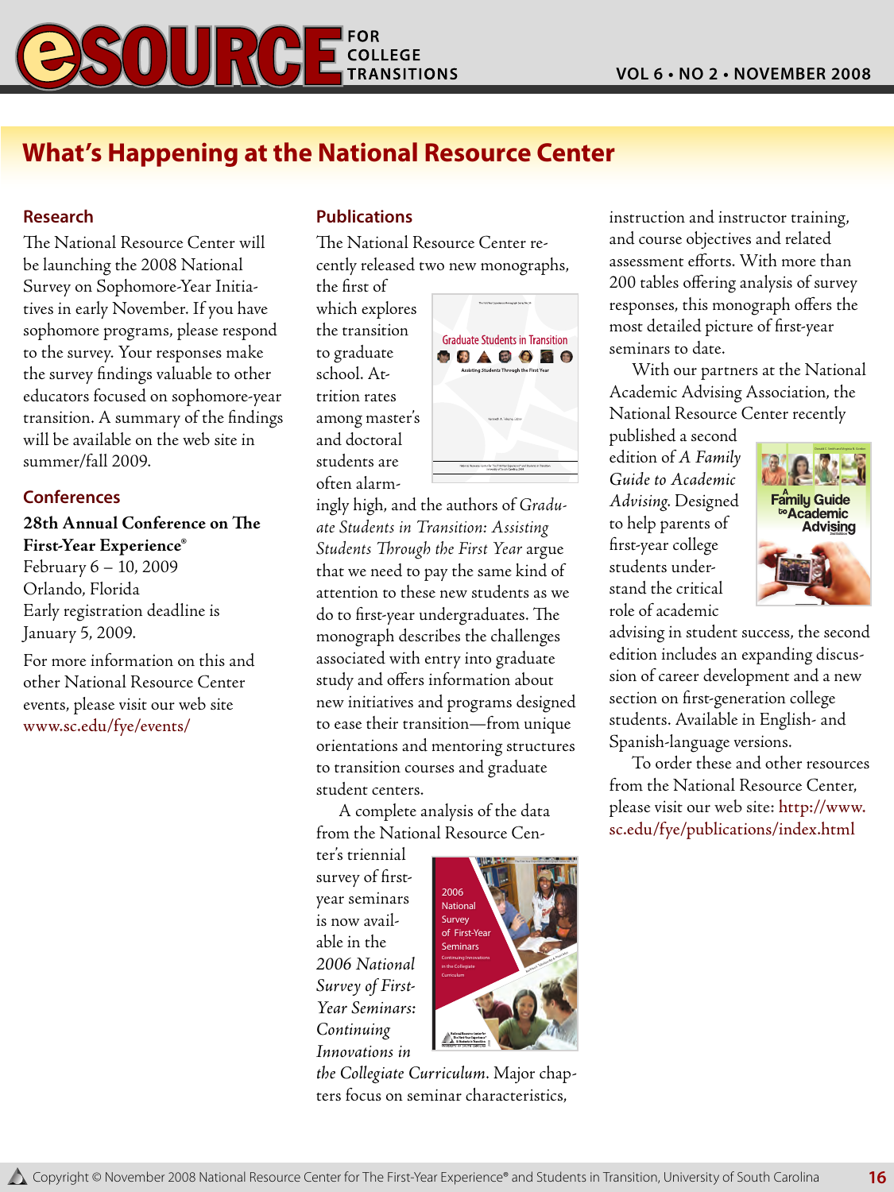# What's Happening at the National Resource Center

## Research

The National Resource Center will be launching the 2008 National Survey on Sophomore-Year Initiatives in early November. If you have sophomore programs, please respond to the survey. Your responses make the survey findings valuable to other educators focused on sophomore-year transition. A summary of the findings will be available on the web site in summer/fall 2009.

## Conferences

**28th Annual Conference on The First-Year Experience®**
February 6 – 10, 2009
Orlando, Florida
Early registration deadline is January 5, 2009.

For more information on this and other National Resource Center events, please visit our web site www.sc.edu/fye/events/

## Publications

The National Resource Center recently released two new monographs, the first of which explores the transition to graduate school. Attrition rates among master's and doctoral students are often alarmingly high, and the authors of *Graduate Students in Transition: Assisting Students Through the First Year* argue that we need to pay the same kind of attention to these new students as we do to first-year undergraduates. The monograph describes the challenges associated with entry into graduate study and offers information about new initiatives and programs designed to ease their transition—from unique orientations and mentoring structures to transition courses and graduate student centers.

A complete analysis of the data from the National Resource Center's triennial survey of first-year seminars is now available in the *2006 National Survey of First-Year Seminars: Continuing Innovations in the Collegiate Curriculum*. Major chapters focus on seminar characteristics, instruction and instructor training, and course objectives and related assessment efforts. With more than 200 tables offering analysis of survey responses, this monograph offers the most detailed picture of first-year seminars to date.

With our partners at the National Academic Advising Association, the National Resource Center recently published a second edition of *A Family Guide to Academic Advising*. Designed to help parents of first-year college students understand the critical role of academic advising in student success, the second edition includes an expanding discussion of career development and a new section on first-generation college students. Available in English- and Spanish-language versions.

To order these and other resources from the National Resource Center, please visit our web site: http://www.sc.edu/fye/publications/index.html